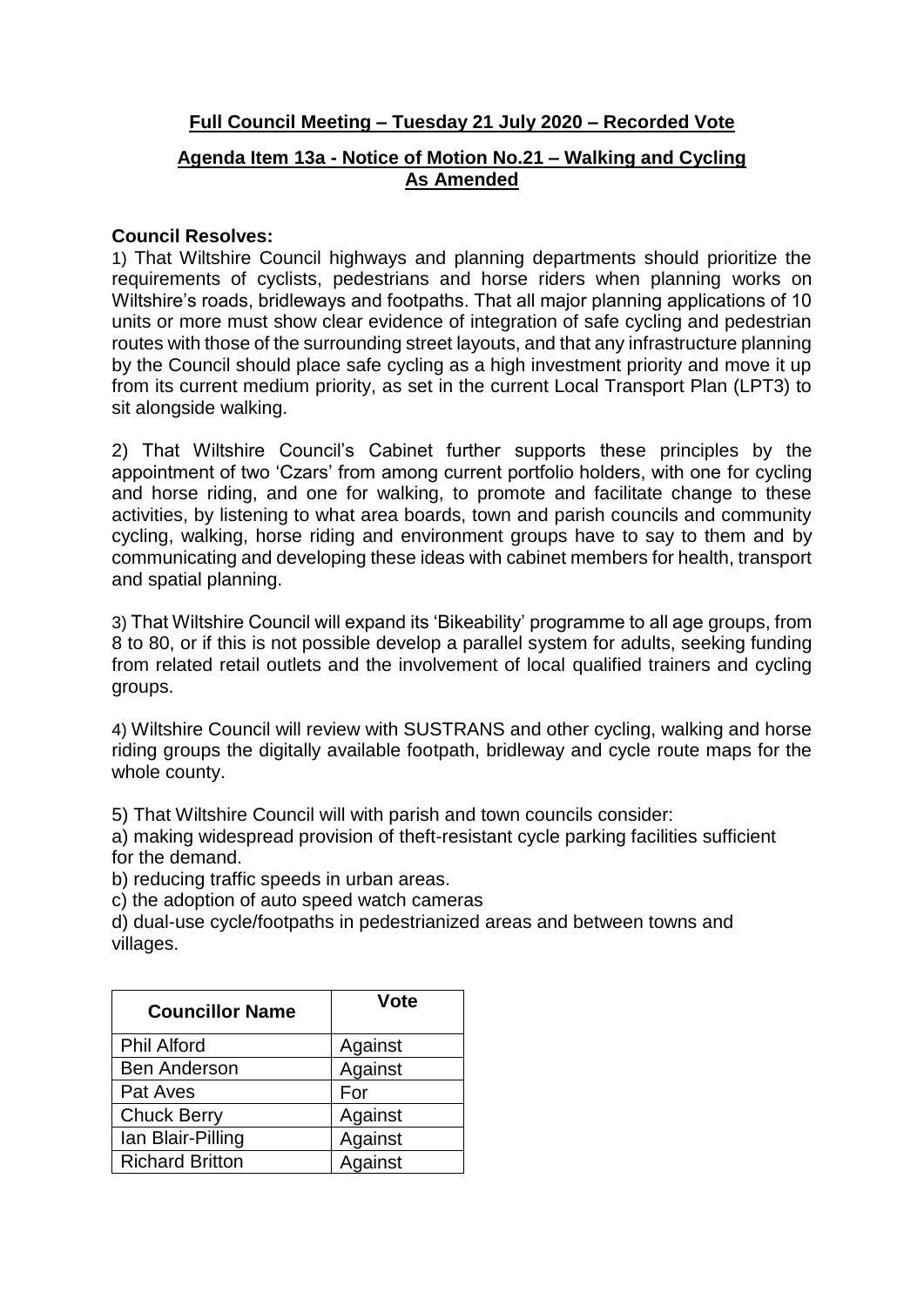# Full Council Meeting – Tuesday 21 July 2020 – Recorded Vote

## Agenda Item 13a - Notice of Motion No.21 – Walking and Cycling As Amended

**Council Resolves:**

1) That Wiltshire Council highways and planning departments should prioritize the requirements of cyclists, pedestrians and horse riders when planning works on Wiltshire's roads, bridleways and footpaths. That all major planning applications of 10 units or more must show clear evidence of integration of safe cycling and pedestrian routes with those of the surrounding street layouts, and that any infrastructure planning by the Council should place safe cycling as a high investment priority and move it up from its current medium priority, as set in the current Local Transport Plan (LPT3) to sit alongside walking.

2) That Wiltshire Council's Cabinet further supports these principles by the appointment of two 'Czars' from among current portfolio holders, with one for cycling and horse riding, and one for walking, to promote and facilitate change to these activities, by listening to what area boards, town and parish councils and community cycling, walking, horse riding and environment groups have to say to them and by communicating and developing these ideas with cabinet members for health, transport and spatial planning.

3) That Wiltshire Council will expand its 'Bikeability' programme to all age groups, from 8 to 80, or if this is not possible develop a parallel system for adults, seeking funding from related retail outlets and the involvement of local qualified trainers and cycling groups.

4) Wiltshire Council will review with SUSTRANS and other cycling, walking and horse riding groups the digitally available footpath, bridleway and cycle route maps for the whole county.

5) That Wiltshire Council will with parish and town councils consider:

a) making widespread provision of theft-resistant cycle parking facilities sufficient for the demand.

b) reducing traffic speeds in urban areas.

c) the adoption of auto speed watch cameras

d) dual-use cycle/footpaths in pedestrianized areas and between towns and villages.

| Councillor Name | Vote |
|---|---|
| Phil Alford | Against |
| Ben Anderson | Against |
| Pat Aves | For |
| Chuck Berry | Against |
| Ian Blair-Pilling | Against |
| Richard Britton | Against |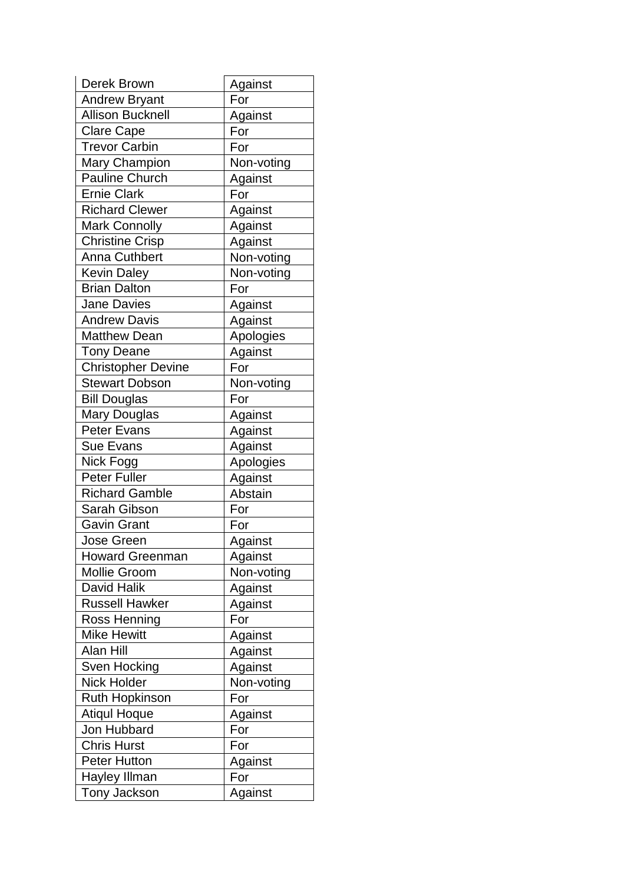| | |
|---|---|
| Derek Brown | Against |
| Andrew Bryant | For |
| Allison Bucknell | Against |
| Clare Cape | For |
| Trevor Carbin | For |
| Mary Champion | Non-voting |
| Pauline Church | Against |
| Ernie Clark | For |
| Richard Clewer | Against |
| Mark Connolly | Against |
| Christine Crisp | Against |
| Anna Cuthbert | Non-voting |
| Kevin Daley | Non-voting |
| Brian Dalton | For |
| Jane Davies | Against |
| Andrew Davis | Against |
| Matthew Dean | Apologies |
| Tony Deane | Against |
| Christopher Devine | For |
| Stewart Dobson | Non-voting |
| Bill Douglas | For |
| Mary Douglas | Against |
| Peter Evans | Against |
| Sue Evans | Against |
| Nick Fogg | Apologies |
| Peter Fuller | Against |
| Richard Gamble | Abstain |
| Sarah Gibson | For |
| Gavin Grant | For |
| Jose Green | Against |
| Howard Greenman | Against |
| Mollie Groom | Non-voting |
| David Halik | Against |
| Russell Hawker | Against |
| Ross Henning | For |
| Mike Hewitt | Against |
| Alan Hill | Against |
| Sven Hocking | Against |
| Nick Holder | Non-voting |
| Ruth Hopkinson | For |
| Atiqul Hoque | Against |
| Jon Hubbard | For |
| Chris Hurst | For |
| Peter Hutton | Against |
| Hayley Illman | For |
| Tony Jackson | Against |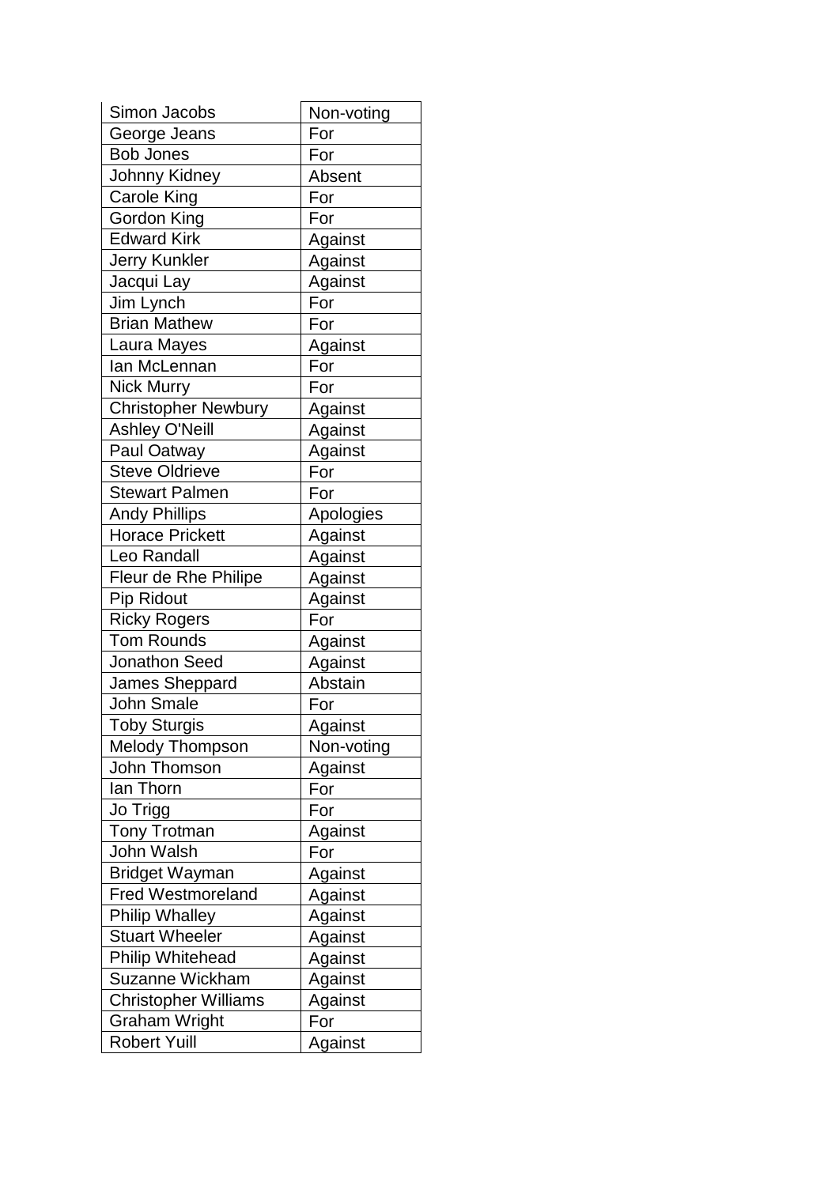| | |
|---|---|
| Simon Jacobs | Non-voting |
| George Jeans | For |
| Bob Jones | For |
| Johnny Kidney | Absent |
| Carole King | For |
| Gordon King | For |
| Edward Kirk | Against |
| Jerry Kunkler | Against |
| Jacqui Lay | Against |
| Jim Lynch | For |
| Brian Mathew | For |
| Laura Mayes | Against |
| Ian McLennan | For |
| Nick Murry | For |
| Christopher Newbury | Against |
| Ashley O'Neill | Against |
| Paul Oatway | Against |
| Steve Oldrieve | For |
| Stewart Palmen | For |
| Andy Phillips | Apologies |
| Horace Prickett | Against |
| Leo Randall | Against |
| Fleur de Rhe Philipe | Against |
| Pip Ridout | Against |
| Ricky Rogers | For |
| Tom Rounds | Against |
| Jonathon Seed | Against |
| James Sheppard | Abstain |
| John Smale | For |
| Toby Sturgis | Against |
| Melody Thompson | Non-voting |
| John Thomson | Against |
| Ian Thorn | For |
| Jo Trigg | For |
| Tony Trotman | Against |
| John Walsh | For |
| Bridget Wayman | Against |
| Fred Westmoreland | Against |
| Philip Whalley | Against |
| Stuart Wheeler | Against |
| Philip Whitehead | Against |
| Suzanne Wickham | Against |
| Christopher Williams | Against |
| Graham Wright | For |
| Robert Yuill | Against |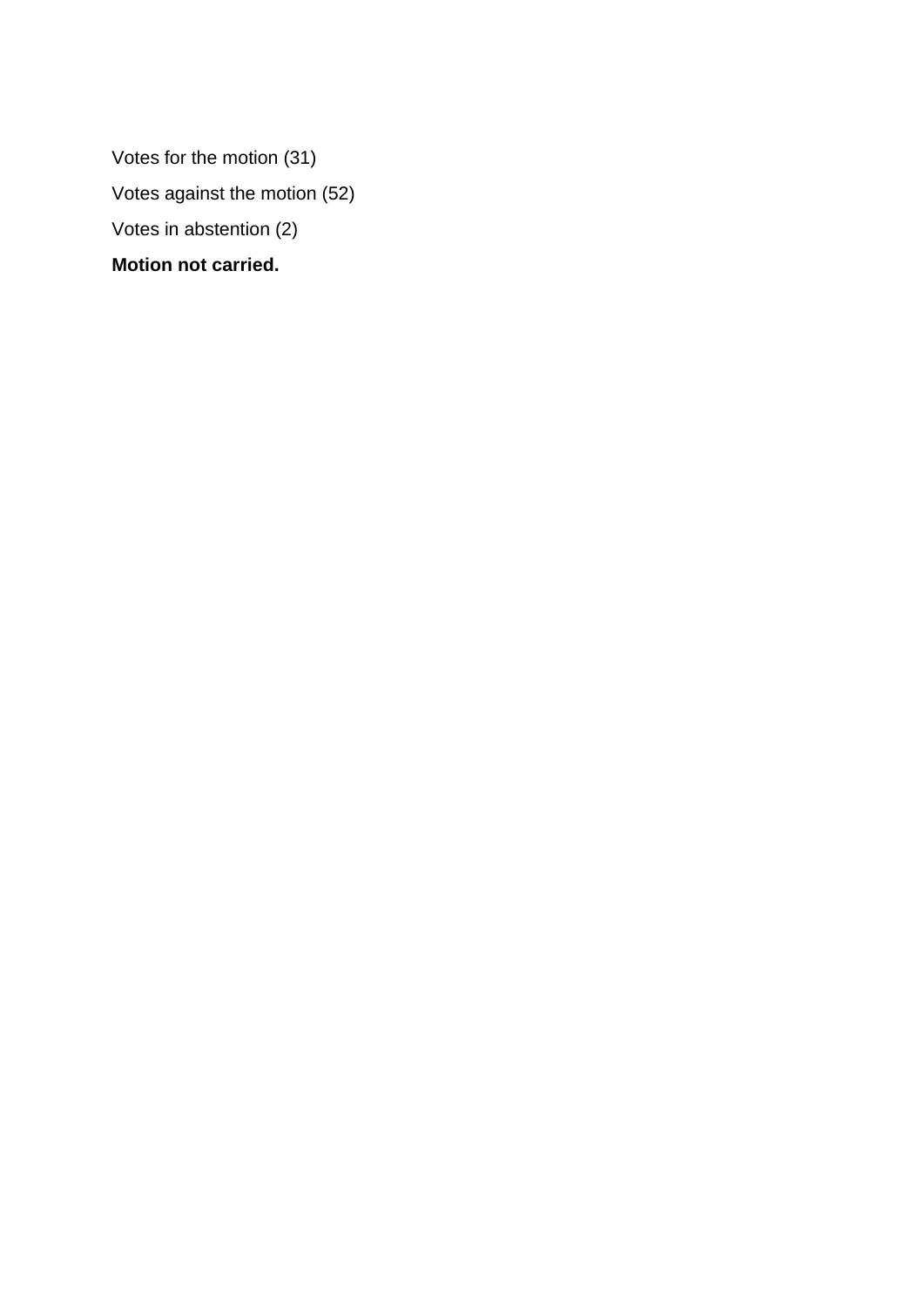Votes for the motion (31)

Votes against the motion (52)

Votes in abstention (2)

**Motion not carried.**